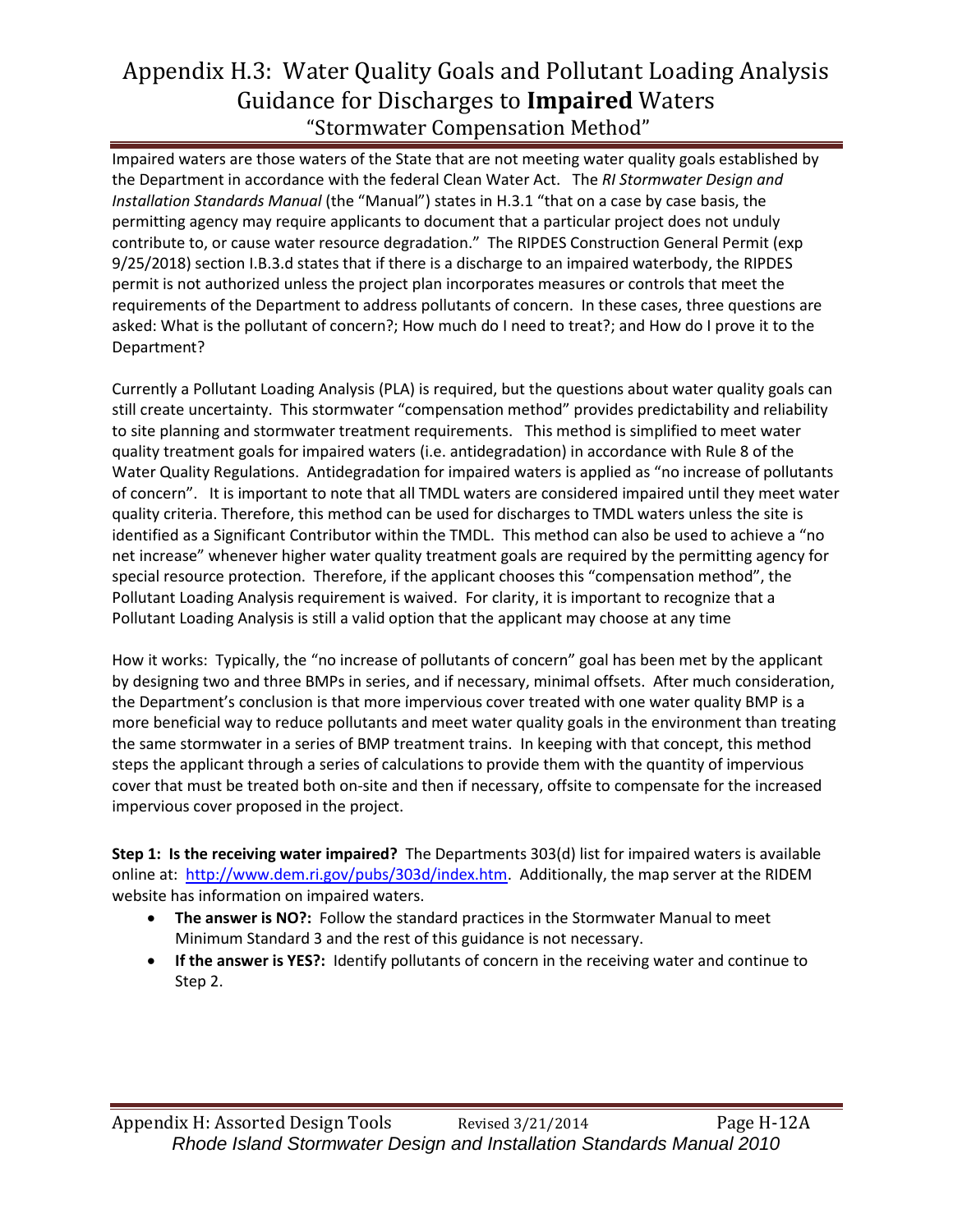# Appendix H.3: Water Quality Goals and Pollutant Loading Analysis Guidance for Discharges to **Impaired** Waters

## "Stormwater Compensation Method"

Impaired waters are those waters of the State that are not meeting water quality goals established by the Department in accordance with the federal Clean Water Act. The *RI Stormwater Design and Installation Standards Manual* (the "Manual") states in H.3.1 "that on a case by case basis, the permitting agency may require applicants to document that a particular project does not unduly contribute to, or cause water resource degradation." The RIPDES Construction General Permit (exp 9/25/2018) section I.B.3.d states that if there is a discharge to an impaired waterbody, the RIPDES permit is not authorized unless the project plan incorporates measures or controls that meet the requirements of the Department to address pollutants of concern. In these cases, three questions are asked: What is the pollutant of concern?; How much do I need to treat?; and How do I prove it to the Department?

Currently a Pollutant Loading Analysis (PLA) is required, but the questions about water quality goals can still create uncertainty. This stormwater "compensation method" provides predictability and reliability to site planning and stormwater treatment requirements. This method is simplified to meet water quality treatment goals for impaired waters (i.e. antidegradation) in accordance with Rule 8 of the Water Quality Regulations. Antidegradation for impaired waters is applied as "no increase of pollutants of concern". It is important to note that all TMDL waters are considered impaired until they meet water quality criteria. Therefore, this method can be used for discharges to TMDL waters unless the site is identified as a Significant Contributor within the TMDL. This method can also be used to achieve a "no net increase" whenever higher water quality treatment goals are required by the permitting agency for special resource protection. Therefore, if the applicant chooses this "compensation method", the Pollutant Loading Analysis requirement is waived. For clarity, it is important to recognize that a Pollutant Loading Analysis is still a valid option that the applicant may choose at any time

How it works: Typically, the "no increase of pollutants of concern" goal has been met by the applicant by designing two and three BMPs in series, and if necessary, minimal offsets. After much consideration, the Department's conclusion is that more impervious cover treated with one water quality BMP is a more beneficial way to reduce pollutants and meet water quality goals in the environment than treating the same stormwater in a series of BMP treatment trains. In keeping with that concept, this method steps the applicant through a series of calculations to provide them with the quantity of impervious cover that must be treated both on-site and then if necessary, offsite to compensate for the increased impervious cover proposed in the project.

**Step 1: Is the receiving water impaired?** The Departments 303(d) list for impaired waters is available online at: [http://www.dem.ri.gov/pubs/303d/index.htm](http://www.dem.ri.gov/pubs/303d/index.htm). Additionally, the map server at the RIDEM website has information on impaired waters.

- **The answer is NO?:** Follow the standard practices in the Stormwater Manual to meet Minimum Standard 3 and the rest of this guidance is not necessary.
- **If the answer is YES?:** Identify pollutants of concern in the receiving water and continue to Step 2.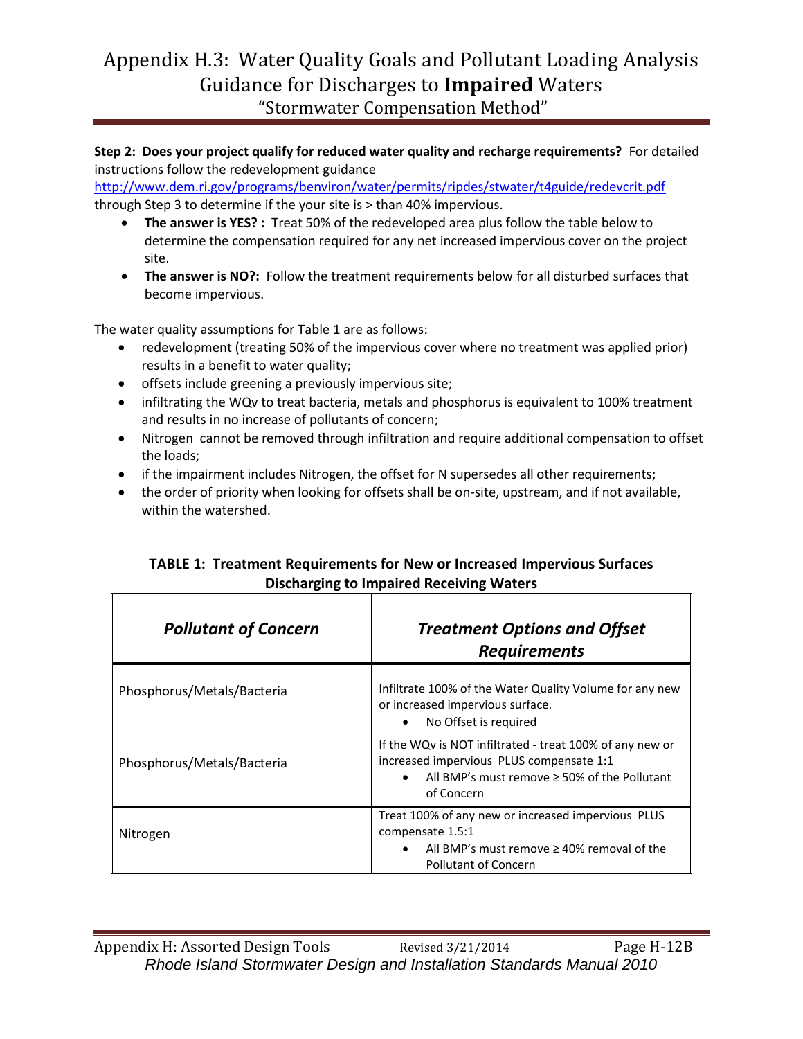# Appendix H.3: Water Quality Goals and Pollutant Loading Analysis Guidance for Discharges to **Impaired** Waters

## "Stormwater Compensation Method"

**Step 2: Does your project qualify for reduced water quality and recharge requirements?** For detailed instructions follow the redevelopment guidance http://www.dem.ri.gov/programs/benviron/water/permits/ripdes/stwater/t4guide/redevcrit.pdf through Step 3 to determine if the your site is > than 40% impervious.

- **The answer is YES? :** Treat 50% of the redeveloped area plus follow the table below to determine the compensation required for any net increased impervious cover on the project site.
- **The answer is NO?:** Follow the treatment requirements below for all disturbed surfaces that become impervious.

The water quality assumptions for Table 1 are as follows:

- redevelopment (treating 50% of the impervious cover where no treatment was applied prior) results in a benefit to water quality;
- offsets include greening a previously impervious site;
- infiltrating the WQv to treat bacteria, metals and phosphorus is equivalent to 100% treatment and results in no increase of pollutants of concern;
- Nitrogen cannot be removed through infiltration and require additional compensation to offset the loads;
- if the impairment includes Nitrogen, the offset for N supersedes all other requirements;
- the order of priority when looking for offsets shall be on-site, upstream, and if not available, within the watershed.

**TABLE 1: Treatment Requirements for New or Increased Impervious Surfaces Discharging to Impaired Receiving Waters**

| ***Pollutant of Concern*** | ***Treatment Options and Offset Requirements*** |
|---|---|
| Phosphorus/Metals/Bacteria | Infiltrate 100% of the Water Quality Volume for any new or increased impervious surface.<br>• No Offset is required |
| Phosphorus/Metals/Bacteria | If the WQv is NOT infiltrated - treat 100% of any new or increased impervious PLUS compensate 1:1<br>• All BMP's must remove ≥ 50% of the Pollutant of Concern |
| Nitrogen | Treat 100% of any new or increased impervious PLUS compensate 1.5:1<br>• All BMP's must remove ≥ 40% removal of the Pollutant of Concern |